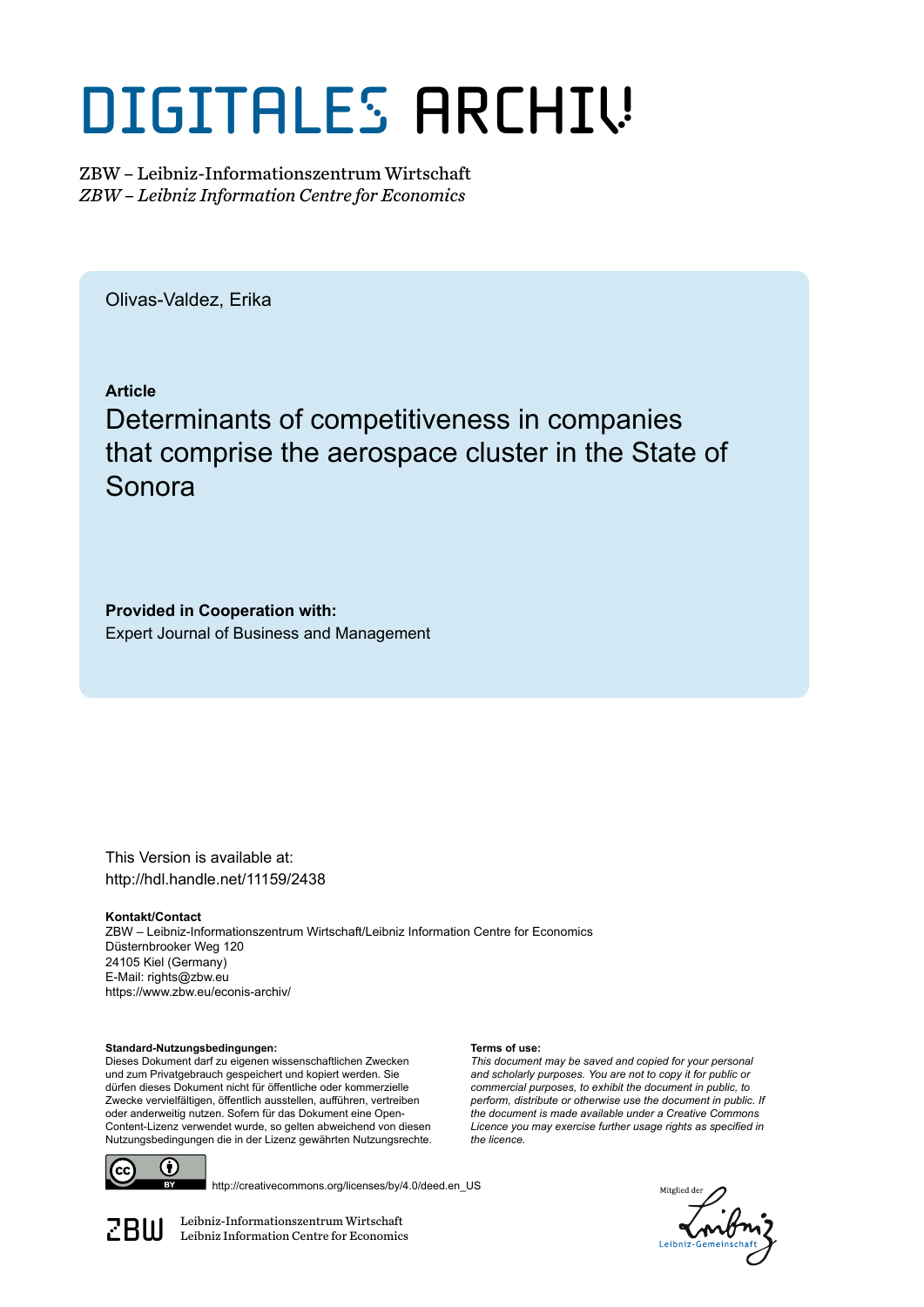# DIGITALES ARCHIV

ZBW – Leibniz-Informationszentrum Wirtschaft
*ZBW – Leibniz Information Centre for Economics*

Olivas-Valdez, Erika

**Article**

## Determinants of competitiveness in companies that comprise the aerospace cluster in the State of Sonora

**Provided in Cooperation with:**
Expert Journal of Business and Management

This Version is available at:
http://hdl.handle.net/11159/2438

**Kontakt/Contact**
ZBW – Leibniz-Informationszentrum Wirtschaft/Leibniz Information Centre for Economics
Düsternbrooker Weg 120
24105 Kiel (Germany)
E-Mail: rights@zbw.eu
https://www.zbw.eu/econis-archiv/

**Standard-Nutzungsbedingungen:**
Dieses Dokument darf zu eigenen wissenschaftlichen Zwecken und zum Privatgebrauch gespeichert und kopiert werden. Sie dürfen dieses Dokument nicht für öffentliche oder kommerzielle Zwecke vervielfältigen, öffentlich ausstellen, aufführen, vertreiben oder anderweitig nutzen. Sofern für das Dokument eine Open-Content-Lizenz verwendet wurde, so gelten abweichend von diesen Nutzungsbedingungen die in der Lizenz gewährten Nutzungsrechte.

**Terms of use:**
*This document may be saved and copied for your personal and scholarly purposes. You are not to copy it for public or commercial purposes, to exhibit the document in public, to perform, distribute or otherwise use the document in public. If the document is made available under a Creative Commons Licence you may exercise further usage rights as specified in the licence.*

http://creativecommons.org/licenses/by/4.0/deed.en_US

ZBW Leibniz-Informationszentrum Wirtschaft
Leibniz Information Centre for Economics

Mitglied der Leibniz-Gemeinschaft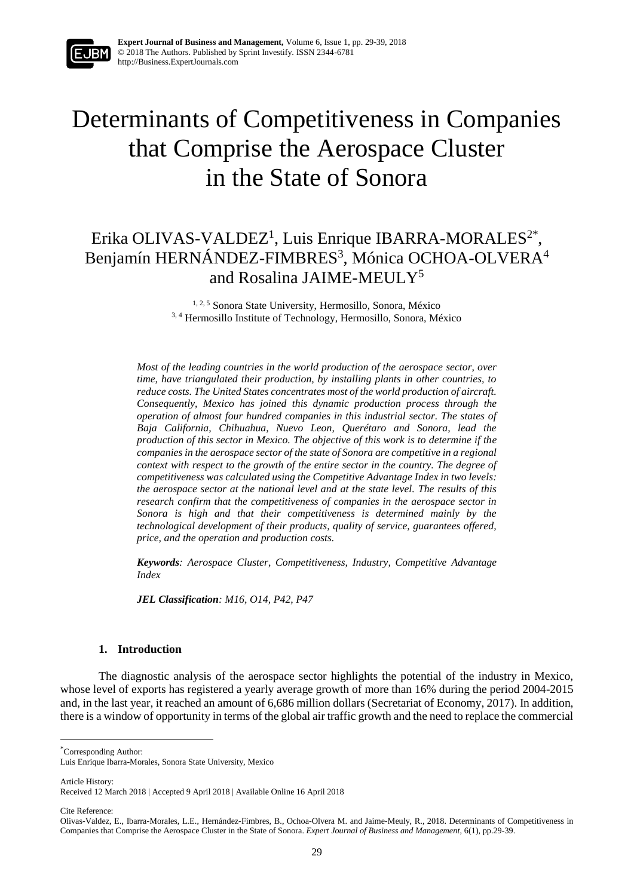# Determinants of Competitiveness in Companies that Comprise the Aerospace Cluster in the State of Sonora

Erika OLIVAS-VALDEZ[1], Luis Enrique IBARRA-MORALES[2*], Benjamín HERNÁNDEZ-FIMBRES[3], Mónica OCHOA-OLVERA[4] and Rosalina JAIME-MEULY[5]

[1, 2, 5] Sonora State University, Hermosillo, Sonora, México
[3, 4] Hermosillo Institute of Technology, Hermosillo, Sonora, México

*Most of the leading countries in the world production of the aerospace sector, over time, have triangulated their production, by installing plants in other countries, to reduce costs. The United States concentrates most of the world production of aircraft. Consequently, Mexico has joined this dynamic production process through the operation of almost four hundred companies in this industrial sector. The states of Baja California, Chihuahua, Nuevo Leon, Querétaro and Sonora, lead the production of this sector in Mexico. The objective of this work is to determine if the companies in the aerospace sector of the state of Sonora are competitive in a regional context with respect to the growth of the entire sector in the country. The degree of competitiveness was calculated using the Competitive Advantage Index in two levels: the aerospace sector at the national level and at the state level. The results of this research confirm that the competitiveness of companies in the aerospace sector in Sonora is high and that their competitiveness is determined mainly by the technological development of their products, quality of service, guarantees offered, price, and the operation and production costs.*

***Keywords****: Aerospace Cluster, Competitiveness, Industry, Competitive Advantage Index*

***JEL Classification****: M16, O14, P42, P47*

## 1. Introduction

The diagnostic analysis of the aerospace sector highlights the potential of the industry in Mexico, whose level of exports has registered a yearly average growth of more than 16% during the period 2004-2015 and, in the last year, it reached an amount of 6,686 million dollars (Secretariat of Economy, 2017). In addition, there is a window of opportunity in terms of the global air traffic growth and the need to replace the commercial

---

*Corresponding Author:
Luis Enrique Ibarra-Morales, Sonora State University, Mexico

Article History:
Received 12 March 2018 | Accepted 9 April 2018 | Available Online 16 April 2018

Cite Reference:
Olivas-Valdez, E., Ibarra-Morales, L.E., Hernández-Fimbres, B., Ochoa-Olvera M. and Jaime-Meuly, R., 2018. Determinants of Competitiveness in Companies that Comprise the Aerospace Cluster in the State of Sonora. *Expert Journal of Business and Management*, 6(1), pp.29-39.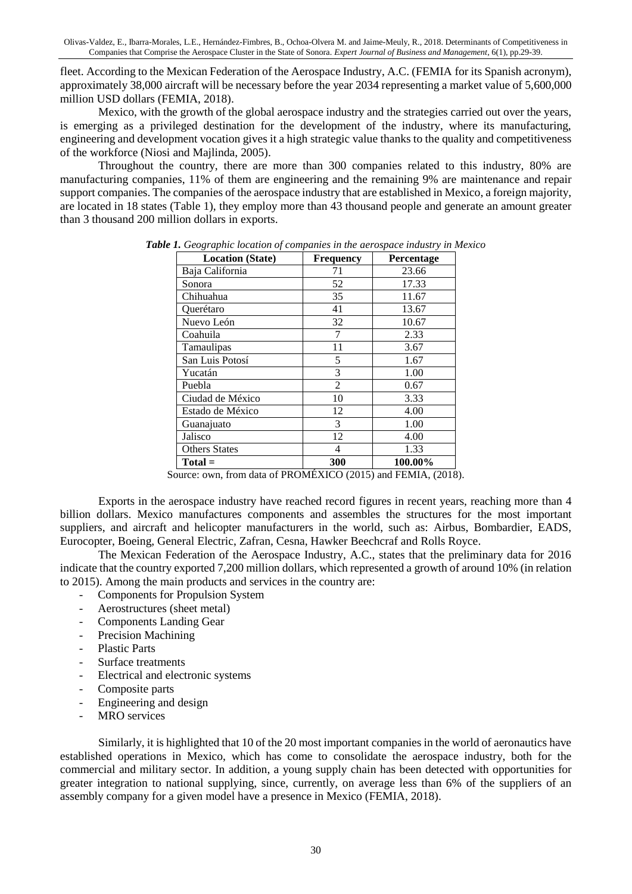fleet. According to the Mexican Federation of the Aerospace Industry, A.C. (FEMIA for its Spanish acronym), approximately 38,000 aircraft will be necessary before the year 2034 representing a market value of 5,600,000 million USD dollars (FEMIA, 2018).

Mexico, with the growth of the global aerospace industry and the strategies carried out over the years, is emerging as a privileged destination for the development of the industry, where its manufacturing, engineering and development vocation gives it a high strategic value thanks to the quality and competitiveness of the workforce (Niosi and Majlinda, 2005).

Throughout the country, there are more than 300 companies related to this industry, 80% are manufacturing companies, 11% of them are engineering and the remaining 9% are maintenance and repair support companies. The companies of the aerospace industry that are established in Mexico, a foreign majority, are located in 18 states (Table 1), they employ more than 43 thousand people and generate an amount greater than 3 thousand 200 million dollars in exports.

***Table 1.*** *Geographic location of companies in the aerospace industry in Mexico*

| Location (State) | Frequency | Percentage |
|---|---|---|
| Baja California | 71 | 23.66 |
| Sonora | 52 | 17.33 |
| Chihuahua | 35 | 11.67 |
| Querétaro | 41 | 13.67 |
| Nuevo León | 32 | 10.67 |
| Coahuila | 7 | 2.33 |
| Tamaulipas | 11 | 3.67 |
| San Luis Potosí | 5 | 1.67 |
| Yucatán | 3 | 1.00 |
| Puebla | 2 | 0.67 |
| Ciudad de México | 10 | 3.33 |
| Estado de México | 12 | 4.00 |
| Guanajuato | 3 | 1.00 |
| Jalisco | 12 | 4.00 |
| Others States | 4 | 1.33 |
| **Total =** | **300** | **100.00%** |

Source: own, from data of PROMÉXICO (2015) and FEMIA, (2018).

Exports in the aerospace industry have reached record figures in recent years, reaching more than 4 billion dollars. Mexico manufactures components and assembles the structures for the most important suppliers, and aircraft and helicopter manufacturers in the world, such as: Airbus, Bombardier, EADS, Eurocopter, Boeing, General Electric, Zafran, Cesna, Hawker Beechcraf and Rolls Royce.

The Mexican Federation of the Aerospace Industry, A.C., states that the preliminary data for 2016 indicate that the country exported 7,200 million dollars, which represented a growth of around 10% (in relation to 2015). Among the main products and services in the country are:

- Components for Propulsion System
- Aerostructures (sheet metal)
- Components Landing Gear
- Precision Machining
- Plastic Parts
- Surface treatments
- Electrical and electronic systems
- Composite parts
- Engineering and design
- MRO services

Similarly, it is highlighted that 10 of the 20 most important companies in the world of aeronautics have established operations in Mexico, which has come to consolidate the aerospace industry, both for the commercial and military sector. In addition, a young supply chain has been detected with opportunities for greater integration to national supplying, since, currently, on average less than 6% of the suppliers of an assembly company for a given model have a presence in Mexico (FEMIA, 2018).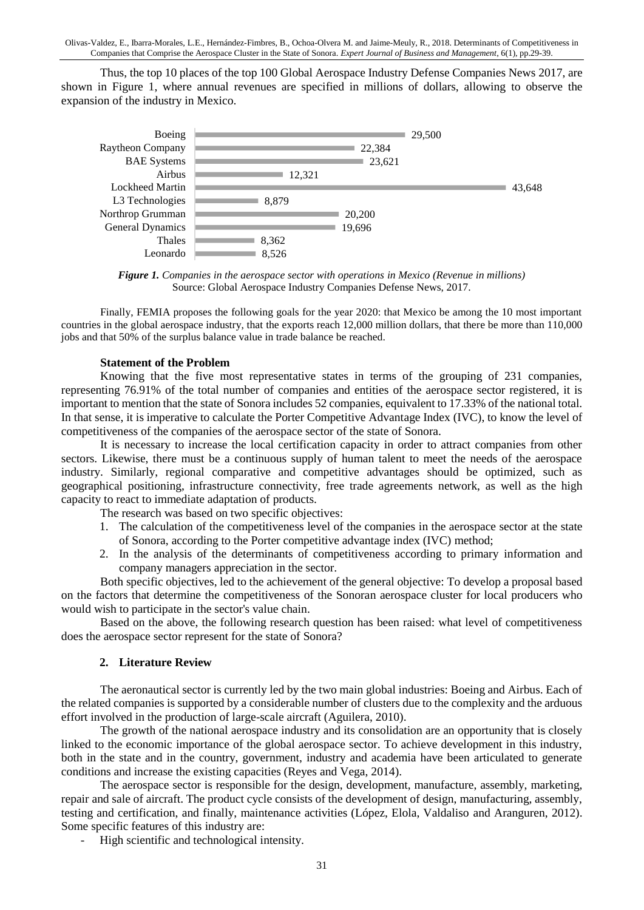Thus, the top 10 places of the top 100 Global Aerospace Industry Defense Companies News 2017, are shown in Figure 1, where annual revenues are specified in millions of dollars, allowing to observe the expansion of the industry in Mexico.

| Company | Revenue (millions) |
| --- | --- |
| Boeing | 29,500 |
| Raytheon Company | 22,384 |
| BAE Systems | 23,621 |
| Airbus | 12,321 |
| Lockheed Martin | 43,648 |
| L3 Technologies | 8,879 |
| Northrop Grumman | 20,200 |
| General Dynamics | 19,696 |
| Thales | 8,362 |
| Leonardo | 8,526 |

***Figure 1.*** *Companies in the aerospace sector with operations in Mexico (Revenue in millions)*
Source: Global Aerospace Industry Companies Defense News, 2017.

Finally, FEMIA proposes the following goals for the year 2020: that Mexico be among the 10 most important countries in the global aerospace industry, that the exports reach 12,000 million dollars, that there be more than 110,000 jobs and that 50% of the surplus balance value in trade balance be reached.

**Statement of the Problem**

Knowing that the five most representative states in terms of the grouping of 231 companies, representing 76.91% of the total number of companies and entities of the aerospace sector registered, it is important to mention that the state of Sonora includes 52 companies, equivalent to 17.33% of the national total. In that sense, it is imperative to calculate the Porter Competitive Advantage Index (IVC), to know the level of competitiveness of the companies of the aerospace sector of the state of Sonora.

It is necessary to increase the local certification capacity in order to attract companies from other sectors. Likewise, there must be a continuous supply of human talent to meet the needs of the aerospace industry. Similarly, regional comparative and competitive advantages should be optimized, such as geographical positioning, infrastructure connectivity, free trade agreements network, as well as the high capacity to react to immediate adaptation of products.

The research was based on two specific objectives:

1. The calculation of the competitiveness level of the companies in the aerospace sector at the state of Sonora, according to the Porter competitive advantage index (IVC) method;
2. In the analysis of the determinants of competitiveness according to primary information and company managers appreciation in the sector.

Both specific objectives, led to the achievement of the general objective: To develop a proposal based on the factors that determine the competitiveness of the Sonoran aerospace cluster for local producers who would wish to participate in the sector's value chain.

Based on the above, the following research question has been raised: what level of competitiveness does the aerospace sector represent for the state of Sonora?

## 2. Literature Review

The aeronautical sector is currently led by the two main global industries: Boeing and Airbus. Each of the related companies is supported by a considerable number of clusters due to the complexity and the arduous effort involved in the production of large-scale aircraft (Aguilera, 2010).

The growth of the national aerospace industry and its consolidation are an opportunity that is closely linked to the economic importance of the global aerospace sector. To achieve development in this industry, both in the state and in the country, government, industry and academia have been articulated to generate conditions and increase the existing capacities (Reyes and Vega, 2014).

The aerospace sector is responsible for the design, development, manufacture, assembly, marketing, repair and sale of aircraft. The product cycle consists of the development of design, manufacturing, assembly, testing and certification, and finally, maintenance activities (López, Elola, Valdaliso and Aranguren, 2012). Some specific features of this industry are:

- High scientific and technological intensity.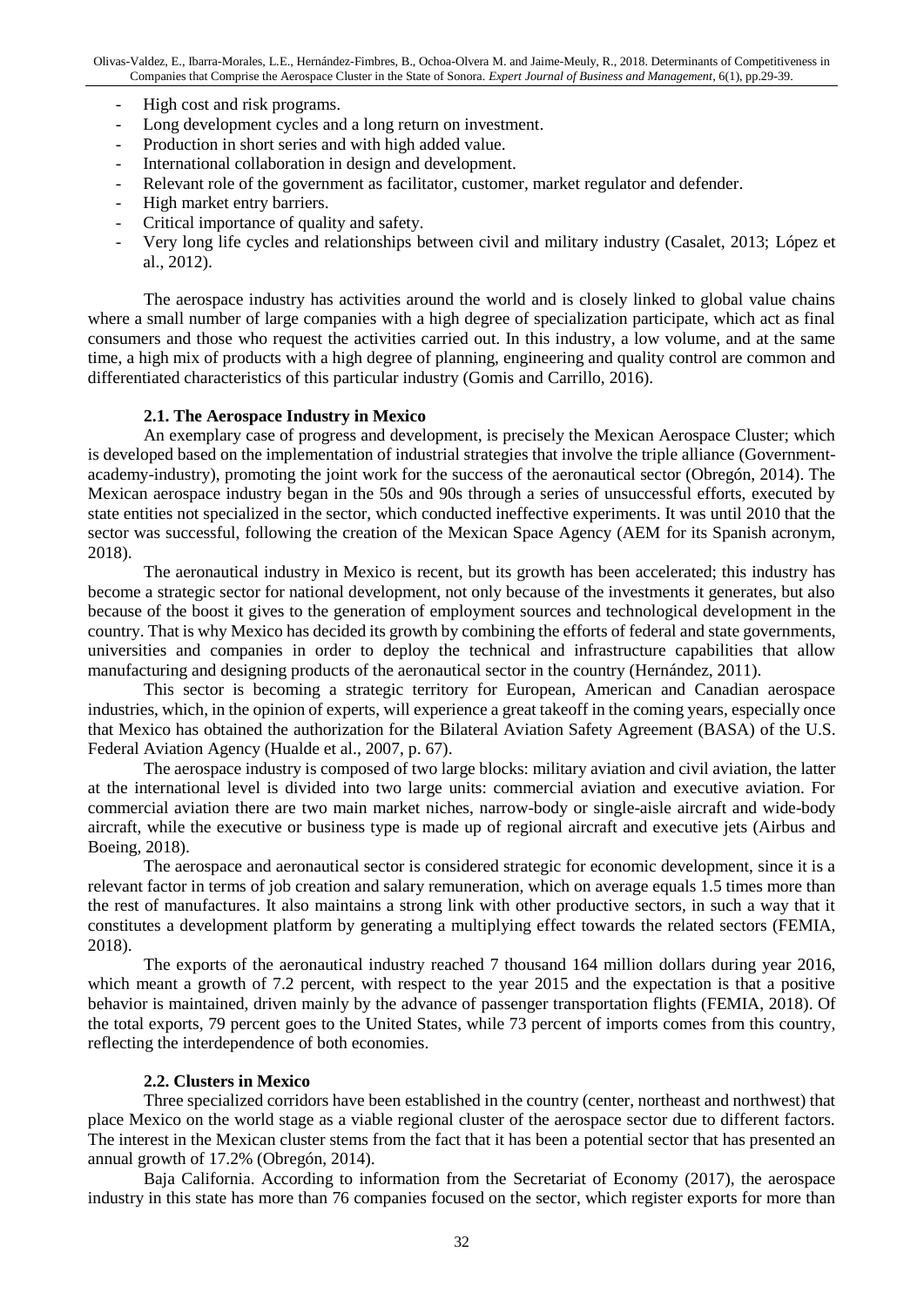- High cost and risk programs.
- Long development cycles and a long return on investment.
- Production in short series and with high added value.
- International collaboration in design and development.
- Relevant role of the government as facilitator, customer, market regulator and defender.
- High market entry barriers.
- Critical importance of quality and safety.
- Very long life cycles and relationships between civil and military industry (Casalet, 2013; López et al., 2012).

The aerospace industry has activities around the world and is closely linked to global value chains where a small number of large companies with a high degree of specialization participate, which act as final consumers and those who request the activities carried out. In this industry, a low volume, and at the same time, a high mix of products with a high degree of planning, engineering and quality control are common and differentiated characteristics of this particular industry (Gomis and Carrillo, 2016).

### 2.1. The Aerospace Industry in Mexico

An exemplary case of progress and development, is precisely the Mexican Aerospace Cluster; which is developed based on the implementation of industrial strategies that involve the triple alliance (Government-academy-industry), promoting the joint work for the success of the aeronautical sector (Obregón, 2014). The Mexican aerospace industry began in the 50s and 90s through a series of unsuccessful efforts, executed by state entities not specialized in the sector, which conducted ineffective experiments. It was until 2010 that the sector was successful, following the creation of the Mexican Space Agency (AEM for its Spanish acronym, 2018).

The aeronautical industry in Mexico is recent, but its growth has been accelerated; this industry has become a strategic sector for national development, not only because of the investments it generates, but also because of the boost it gives to the generation of employment sources and technological development in the country. That is why Mexico has decided its growth by combining the efforts of federal and state governments, universities and companies in order to deploy the technical and infrastructure capabilities that allow manufacturing and designing products of the aeronautical sector in the country (Hernández, 2011).

This sector is becoming a strategic territory for European, American and Canadian aerospace industries, which, in the opinion of experts, will experience a great takeoff in the coming years, especially once that Mexico has obtained the authorization for the Bilateral Aviation Safety Agreement (BASA) of the U.S. Federal Aviation Agency (Hualde et al., 2007, p. 67).

The aerospace industry is composed of two large blocks: military aviation and civil aviation, the latter at the international level is divided into two large units: commercial aviation and executive aviation. For commercial aviation there are two main market niches, narrow-body or single-aisle aircraft and wide-body aircraft, while the executive or business type is made up of regional aircraft and executive jets (Airbus and Boeing, 2018).

The aerospace and aeronautical sector is considered strategic for economic development, since it is a relevant factor in terms of job creation and salary remuneration, which on average equals 1.5 times more than the rest of manufactures. It also maintains a strong link with other productive sectors, in such a way that it constitutes a development platform by generating a multiplying effect towards the related sectors (FEMIA, 2018).

The exports of the aeronautical industry reached 7 thousand 164 million dollars during year 2016, which meant a growth of 7.2 percent, with respect to the year 2015 and the expectation is that a positive behavior is maintained, driven mainly by the advance of passenger transportation flights (FEMIA, 2018). Of the total exports, 79 percent goes to the United States, while 73 percent of imports comes from this country, reflecting the interdependence of both economies.

### 2.2. Clusters in Mexico

Three specialized corridors have been established in the country (center, northeast and northwest) that place Mexico on the world stage as a viable regional cluster of the aerospace sector due to different factors. The interest in the Mexican cluster stems from the fact that it has been a potential sector that has presented an annual growth of 17.2% (Obregón, 2014).

Baja California. According to information from the Secretariat of Economy (2017), the aerospace industry in this state has more than 76 companies focused on the sector, which register exports for more than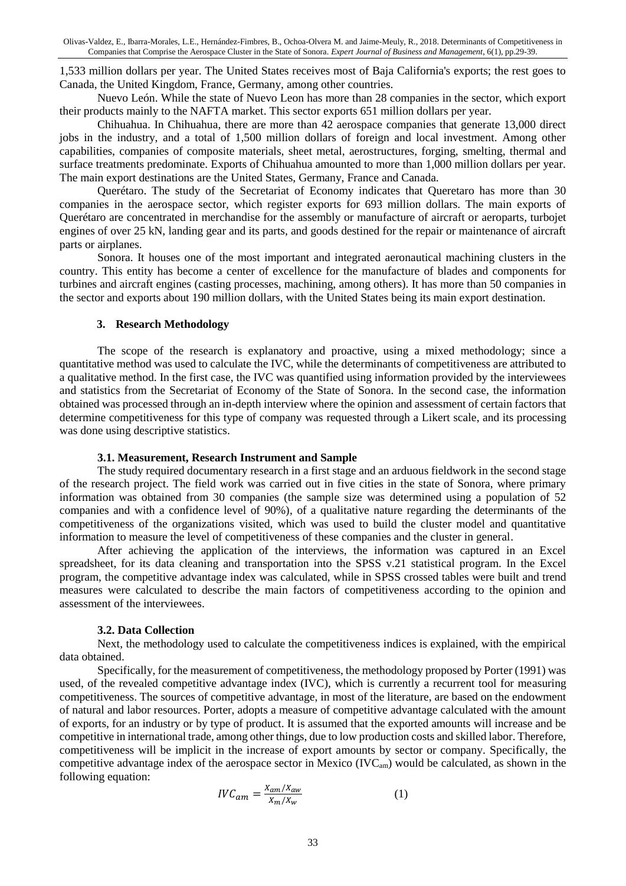1,533 million dollars per year. The United States receives most of Baja California's exports; the rest goes to Canada, the United Kingdom, France, Germany, among other countries.

Nuevo León. While the state of Nuevo Leon has more than 28 companies in the sector, which export their products mainly to the NAFTA market. This sector exports 651 million dollars per year.

Chihuahua. In Chihuahua, there are more than 42 aerospace companies that generate 13,000 direct jobs in the industry, and a total of 1,500 million dollars of foreign and local investment. Among other capabilities, companies of composite materials, sheet metal, aerostructures, forging, smelting, thermal and surface treatments predominate. Exports of Chihuahua amounted to more than 1,000 million dollars per year. The main export destinations are the United States, Germany, France and Canada.

Querétaro. The study of the Secretariat of Economy indicates that Queretaro has more than 30 companies in the aerospace sector, which register exports for 693 million dollars. The main exports of Querétaro are concentrated in merchandise for the assembly or manufacture of aircraft or aeroparts, turbojet engines of over 25 kN, landing gear and its parts, and goods destined for the repair or maintenance of aircraft parts or airplanes.

Sonora. It houses one of the most important and integrated aeronautical machining clusters in the country. This entity has become a center of excellence for the manufacture of blades and components for turbines and aircraft engines (casting processes, machining, among others). It has more than 50 companies in the sector and exports about 190 million dollars, with the United States being its main export destination.

## 3. Research Methodology

The scope of the research is explanatory and proactive, using a mixed methodology; since a quantitative method was used to calculate the IVC, while the determinants of competitiveness are attributed to a qualitative method. In the first case, the IVC was quantified using information provided by the interviewees and statistics from the Secretariat of Economy of the State of Sonora. In the second case, the information obtained was processed through an in-depth interview where the opinion and assessment of certain factors that determine competitiveness for this type of company was requested through a Likert scale, and its processing was done using descriptive statistics.

### 3.1. Measurement, Research Instrument and Sample

The study required documentary research in a first stage and an arduous fieldwork in the second stage of the research project. The field work was carried out in five cities in the state of Sonora, where primary information was obtained from 30 companies (the sample size was determined using a population of 52 companies and with a confidence level of 90%), of a qualitative nature regarding the determinants of the competitiveness of the organizations visited, which was used to build the cluster model and quantitative information to measure the level of competitiveness of these companies and the cluster in general.

After achieving the application of the interviews, the information was captured in an Excel spreadsheet, for its data cleaning and transportation into the SPSS v.21 statistical program. In the Excel program, the competitive advantage index was calculated, while in SPSS crossed tables were built and trend measures were calculated to describe the main factors of competitiveness according to the opinion and assessment of the interviewees.

### 3.2. Data Collection

Next, the methodology used to calculate the competitiveness indices is explained, with the empirical data obtained.

Specifically, for the measurement of competitiveness, the methodology proposed by Porter (1991) was used, of the revealed competitive advantage index (IVC), which is currently a recurrent tool for measuring competitiveness. The sources of competitive advantage, in most of the literature, are based on the endowment of natural and labor resources. Porter, adopts a measure of competitive advantage calculated with the amount of exports, for an industry or by type of product. It is assumed that the exported amounts will increase and be competitive in international trade, among other things, due to low production costs and skilled labor. Therefore, competitiveness will be implicit in the increase of export amounts by sector or company. Specifically, the competitive advantage index of the aerospace sector in Mexico ($IVC_{am}$) would be calculated, as shown in the following equation:

$$IVC_{am} = \frac{X_{am}/X_{aw}}{X_m/X_w} \qquad (1)$$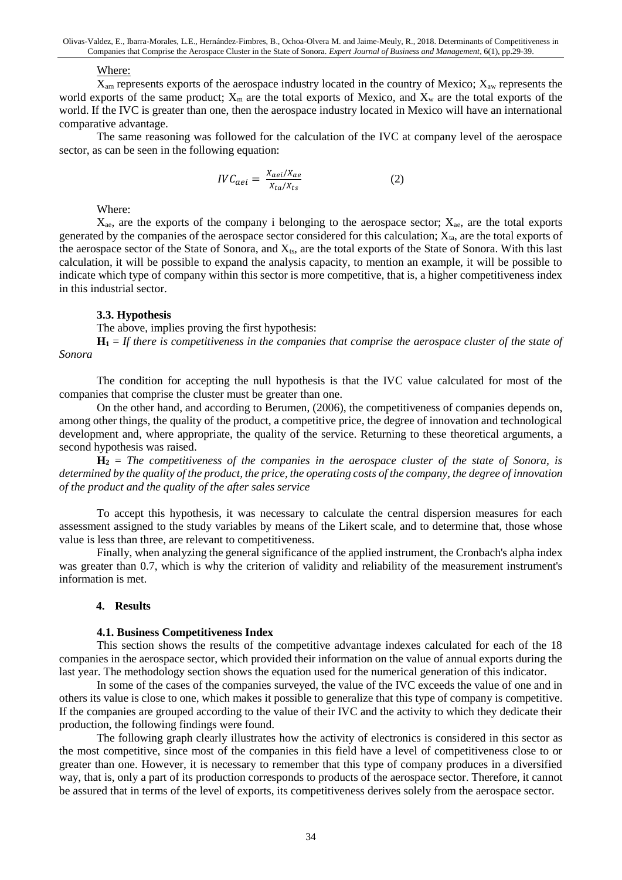Where:

$X_{am}$ represents exports of the aerospace industry located in the country of Mexico; $X_{aw}$ represents the world exports of the same product; $X_m$ are the total exports of Mexico, and $X_w$ are the total exports of the world. If the IVC is greater than one, then the aerospace industry located in Mexico will have an international comparative advantage.

The same reasoning was followed for the calculation of the IVC at company level of the aerospace sector, as can be seen in the following equation:

$$IVC_{aei} = \frac{X_{aei}/X_{ae}}{X_{ta}/X_{ts}} \qquad (2)$$

Where:

$X_{ae}$, are the exports of the company i belonging to the aerospace sector; $X_{ae}$, are the total exports generated by the companies of the aerospace sector considered for this calculation; $X_{ta}$, are the total exports of the aerospace sector of the State of Sonora, and $X_{ts}$, are the total exports of the State of Sonora. With this last calculation, it will be possible to expand the analysis capacity, to mention an example, it will be possible to indicate which type of company within this sector is more competitive, that is, a higher competitiveness index in this industrial sector.

### 3.3. Hypothesis

The above, implies proving the first hypothesis:

**$H_1$** = *If there is competitiveness in the companies that comprise the aerospace cluster of the state of Sonora*

The condition for accepting the null hypothesis is that the IVC value calculated for most of the companies that comprise the cluster must be greater than one.

On the other hand, and according to Berumen, (2006), the competitiveness of companies depends on, among other things, the quality of the product, a competitive price, the degree of innovation and technological development and, where appropriate, the quality of the service. Returning to these theoretical arguments, a second hypothesis was raised.

**$H_2$** = *The competitiveness of the companies in the aerospace cluster of the state of Sonora, is determined by the quality of the product, the price, the operating costs of the company, the degree of innovation of the product and the quality of the after sales service*

To accept this hypothesis, it was necessary to calculate the central dispersion measures for each assessment assigned to the study variables by means of the Likert scale, and to determine that, those whose value is less than three, are relevant to competitiveness.

Finally, when analyzing the general significance of the applied instrument, the Cronbach's alpha index was greater than 0.7, which is why the criterion of validity and reliability of the measurement instrument's information is met.

## 4. Results

### 4.1. Business Competitiveness Index

This section shows the results of the competitive advantage indexes calculated for each of the 18 companies in the aerospace sector, which provided their information on the value of annual exports during the last year. The methodology section shows the equation used for the numerical generation of this indicator.

In some of the cases of the companies surveyed, the value of the IVC exceeds the value of one and in others its value is close to one, which makes it possible to generalize that this type of company is competitive. If the companies are grouped according to the value of their IVC and the activity to which they dedicate their production, the following findings were found.

The following graph clearly illustrates how the activity of electronics is considered in this sector as the most competitive, since most of the companies in this field have a level of competitiveness close to or greater than one. However, it is necessary to remember that this type of company produces in a diversified way, that is, only a part of its production corresponds to products of the aerospace sector. Therefore, it cannot be assured that in terms of the level of exports, its competitiveness derives solely from the aerospace sector.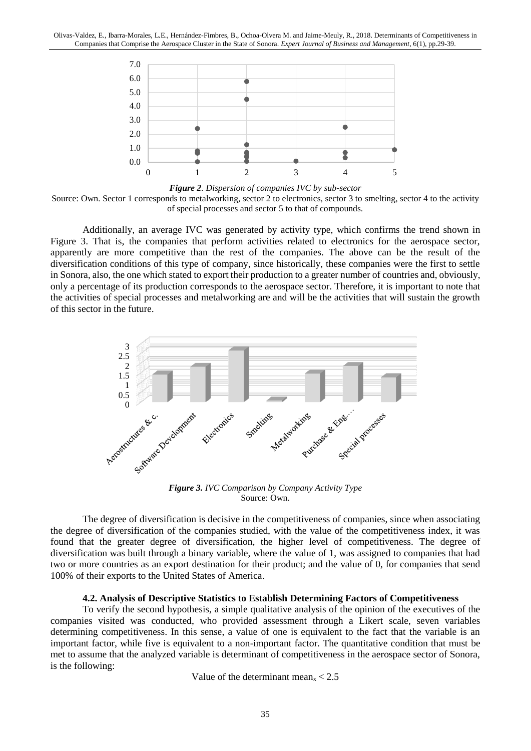*Figure 2. Dispersion of companies IVC by sub-sector*

Source: Own. Sector 1 corresponds to metalworking, sector 2 to electronics, sector 3 to smelting, sector 4 to the activity of special processes and sector 5 to that of compounds.

Additionally, an average IVC was generated by activity type, which confirms the trend shown in Figure 3. That is, the companies that perform activities related to electronics for the aerospace sector, apparently are more competitive than the rest of the companies. The above can be the result of the diversification conditions of this type of company, since historically, these companies were the first to settle in Sonora, also, the one which stated to export their production to a greater number of countries and, obviously, only a percentage of its production corresponds to the aerospace sector. Therefore, it is important to note that the activities of special processes and metalworking are and will be the activities that will sustain the growth of this sector in the future.

*Figure 3. IVC Comparison by Company Activity Type*
Source: Own.

The degree of diversification is decisive in the competitiveness of companies, since when associating the degree of diversification of the companies studied, with the value of the competitiveness index, it was found that the greater degree of diversification, the higher level of competitiveness. The degree of diversification was built through a binary variable, where the value of 1, was assigned to companies that had two or more countries as an export destination for their product; and the value of 0, for companies that send 100% of their exports to the United States of America.

### 4.2. Analysis of Descriptive Statistics to Establish Determining Factors of Competitiveness

To verify the second hypothesis, a simple qualitative analysis of the opinion of the executives of the companies visited was conducted, who provided assessment through a Likert scale, seven variables determining competitiveness. In this sense, a value of one is equivalent to the fact that the variable is an important factor, while five is equivalent to a non-important factor. The quantitative condition that must be met to assume that the analyzed variable is determinant of competitiveness in the aerospace sector of Sonora, is the following:

$$\text{Value of the determinant mean}_x < 2.5$$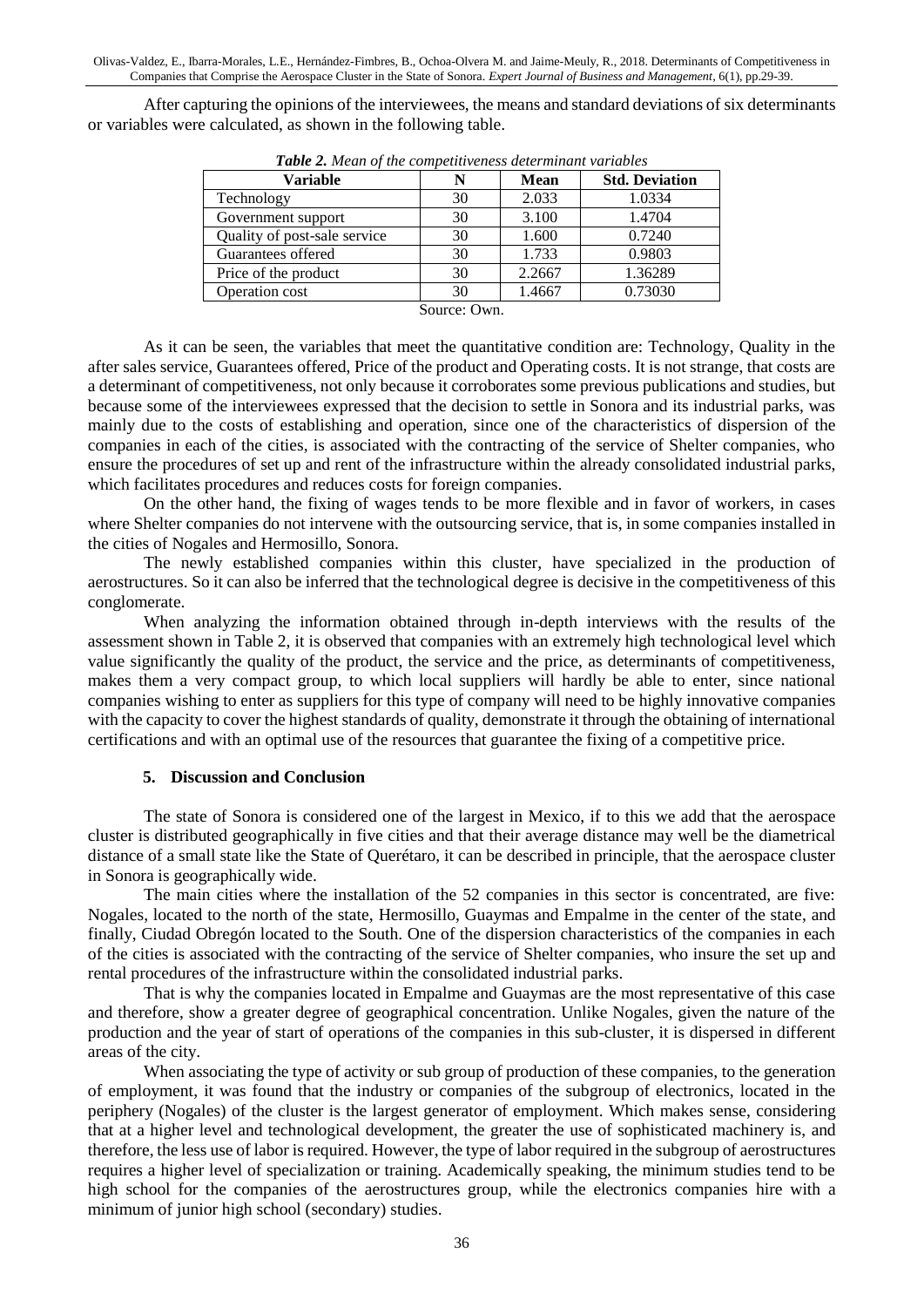After capturing the opinions of the interviewees, the means and standard deviations of six determinants or variables were calculated, as shown in the following table.

***Table 2.** Mean of the competitiveness determinant variables*

| Variable | N | Mean | Std. Deviation |
| --- | --- | --- | --- |
| Technology | 30 | 2.033 | 1.0334 |
| Government support | 30 | 3.100 | 1.4704 |
| Quality of post-sale service | 30 | 1.600 | 0.7240 |
| Guarantees offered | 30 | 1.733 | 0.9803 |
| Price of the product | 30 | 2.2667 | 1.36289 |
| Operation cost | 30 | 1.4667 | 0.73030 |

Source: Own.

As it can be seen, the variables that meet the quantitative condition are: Technology, Quality in the after sales service, Guarantees offered, Price of the product and Operating costs. It is not strange, that costs are a determinant of competitiveness, not only because it corroborates some previous publications and studies, but because some of the interviewees expressed that the decision to settle in Sonora and its industrial parks, was mainly due to the costs of establishing and operation, since one of the characteristics of dispersion of the companies in each of the cities, is associated with the contracting of the service of Shelter companies, who ensure the procedures of set up and rent of the infrastructure within the already consolidated industrial parks, which facilitates procedures and reduces costs for foreign companies.

On the other hand, the fixing of wages tends to be more flexible and in favor of workers, in cases where Shelter companies do not intervene with the outsourcing service, that is, in some companies installed in the cities of Nogales and Hermosillo, Sonora.

The newly established companies within this cluster, have specialized in the production of aerostructures. So it can also be inferred that the technological degree is decisive in the competitiveness of this conglomerate.

When analyzing the information obtained through in-depth interviews with the results of the assessment shown in Table 2, it is observed that companies with an extremely high technological level which value significantly the quality of the product, the service and the price, as determinants of competitiveness, makes them a very compact group, to which local suppliers will hardly be able to enter, since national companies wishing to enter as suppliers for this type of company will need to be highly innovative companies with the capacity to cover the highest standards of quality, demonstrate it through the obtaining of international certifications and with an optimal use of the resources that guarantee the fixing of a competitive price.

## 5. Discussion and Conclusion

The state of Sonora is considered one of the largest in Mexico, if to this we add that the aerospace cluster is distributed geographically in five cities and that their average distance may well be the diametrical distance of a small state like the State of Querétaro, it can be described in principle, that the aerospace cluster in Sonora is geographically wide.

The main cities where the installation of the 52 companies in this sector is concentrated, are five: Nogales, located to the north of the state, Hermosillo, Guaymas and Empalme in the center of the state, and finally, Ciudad Obregón located to the South. One of the dispersion characteristics of the companies in each of the cities is associated with the contracting of the service of Shelter companies, who insure the set up and rental procedures of the infrastructure within the consolidated industrial parks.

That is why the companies located in Empalme and Guaymas are the most representative of this case and therefore, show a greater degree of geographical concentration. Unlike Nogales, given the nature of the production and the year of start of operations of the companies in this sub-cluster, it is dispersed in different areas of the city.

When associating the type of activity or sub group of production of these companies, to the generation of employment, it was found that the industry or companies of the subgroup of electronics, located in the periphery (Nogales) of the cluster is the largest generator of employment. Which makes sense, considering that at a higher level and technological development, the greater the use of sophisticated machinery is, and therefore, the less use of labor is required. However, the type of labor required in the subgroup of aerostructures requires a higher level of specialization or training. Academically speaking, the minimum studies tend to be high school for the companies of the aerostructures group, while the electronics companies hire with a minimum of junior high school (secondary) studies.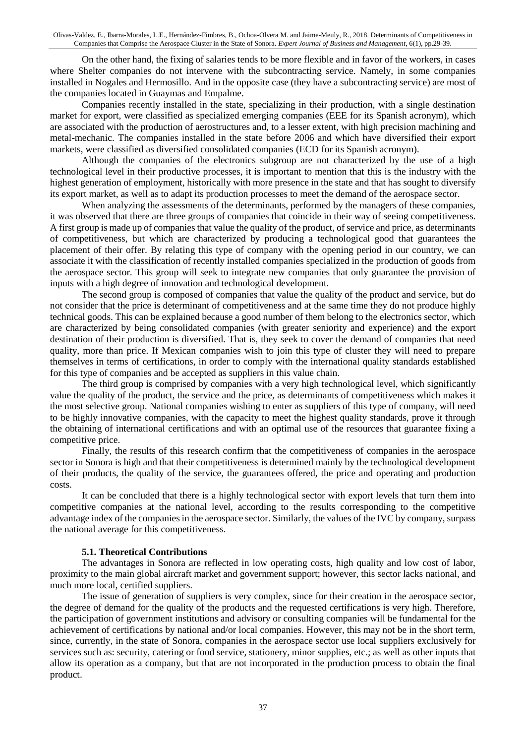On the other hand, the fixing of salaries tends to be more flexible and in favor of the workers, in cases where Shelter companies do not intervene with the subcontracting service. Namely, in some companies installed in Nogales and Hermosillo. And in the opposite case (they have a subcontracting service) are most of the companies located in Guaymas and Empalme.

Companies recently installed in the state, specializing in their production, with a single destination market for export, were classified as specialized emerging companies (EEE for its Spanish acronym), which are associated with the production of aerostructures and, to a lesser extent, with high precision machining and metal-mechanic. The companies installed in the state before 2006 and which have diversified their export markets, were classified as diversified consolidated companies (ECD for its Spanish acronym).

Although the companies of the electronics subgroup are not characterized by the use of a high technological level in their productive processes, it is important to mention that this is the industry with the highest generation of employment, historically with more presence in the state and that has sought to diversify its export market, as well as to adapt its production processes to meet the demand of the aerospace sector.

When analyzing the assessments of the determinants, performed by the managers of these companies, it was observed that there are three groups of companies that coincide in their way of seeing competitiveness. A first group is made up of companies that value the quality of the product, of service and price, as determinants of competitiveness, but which are characterized by producing a technological good that guarantees the placement of their offer. By relating this type of company with the opening period in our country, we can associate it with the classification of recently installed companies specialized in the production of goods from the aerospace sector. This group will seek to integrate new companies that only guarantee the provision of inputs with a high degree of innovation and technological development.

The second group is composed of companies that value the quality of the product and service, but do not consider that the price is determinant of competitiveness and at the same time they do not produce highly technical goods. This can be explained because a good number of them belong to the electronics sector, which are characterized by being consolidated companies (with greater seniority and experience) and the export destination of their production is diversified. That is, they seek to cover the demand of companies that need quality, more than price. If Mexican companies wish to join this type of cluster they will need to prepare themselves in terms of certifications, in order to comply with the international quality standards established for this type of companies and be accepted as suppliers in this value chain.

The third group is comprised by companies with a very high technological level, which significantly value the quality of the product, the service and the price, as determinants of competitiveness which makes it the most selective group. National companies wishing to enter as suppliers of this type of company, will need to be highly innovative companies, with the capacity to meet the highest quality standards, prove it through the obtaining of international certifications and with an optimal use of the resources that guarantee fixing a competitive price.

Finally, the results of this research confirm that the competitiveness of companies in the aerospace sector in Sonora is high and that their competitiveness is determined mainly by the technological development of their products, the quality of the service, the guarantees offered, the price and operating and production costs.

It can be concluded that there is a highly technological sector with export levels that turn them into competitive companies at the national level, according to the results corresponding to the competitive advantage index of the companies in the aerospace sector. Similarly, the values of the IVC by company, surpass the national average for this competitiveness.

### 5.1. Theoretical Contributions

The advantages in Sonora are reflected in low operating costs, high quality and low cost of labor, proximity to the main global aircraft market and government support; however, this sector lacks national, and much more local, certified suppliers.

The issue of generation of suppliers is very complex, since for their creation in the aerospace sector, the degree of demand for the quality of the products and the requested certifications is very high. Therefore, the participation of government institutions and advisory or consulting companies will be fundamental for the achievement of certifications by national and/or local companies. However, this may not be in the short term, since, currently, in the state of Sonora, companies in the aerospace sector use local suppliers exclusively for services such as: security, catering or food service, stationery, minor supplies, etc.; as well as other inputs that allow its operation as a company, but that are not incorporated in the production process to obtain the final product.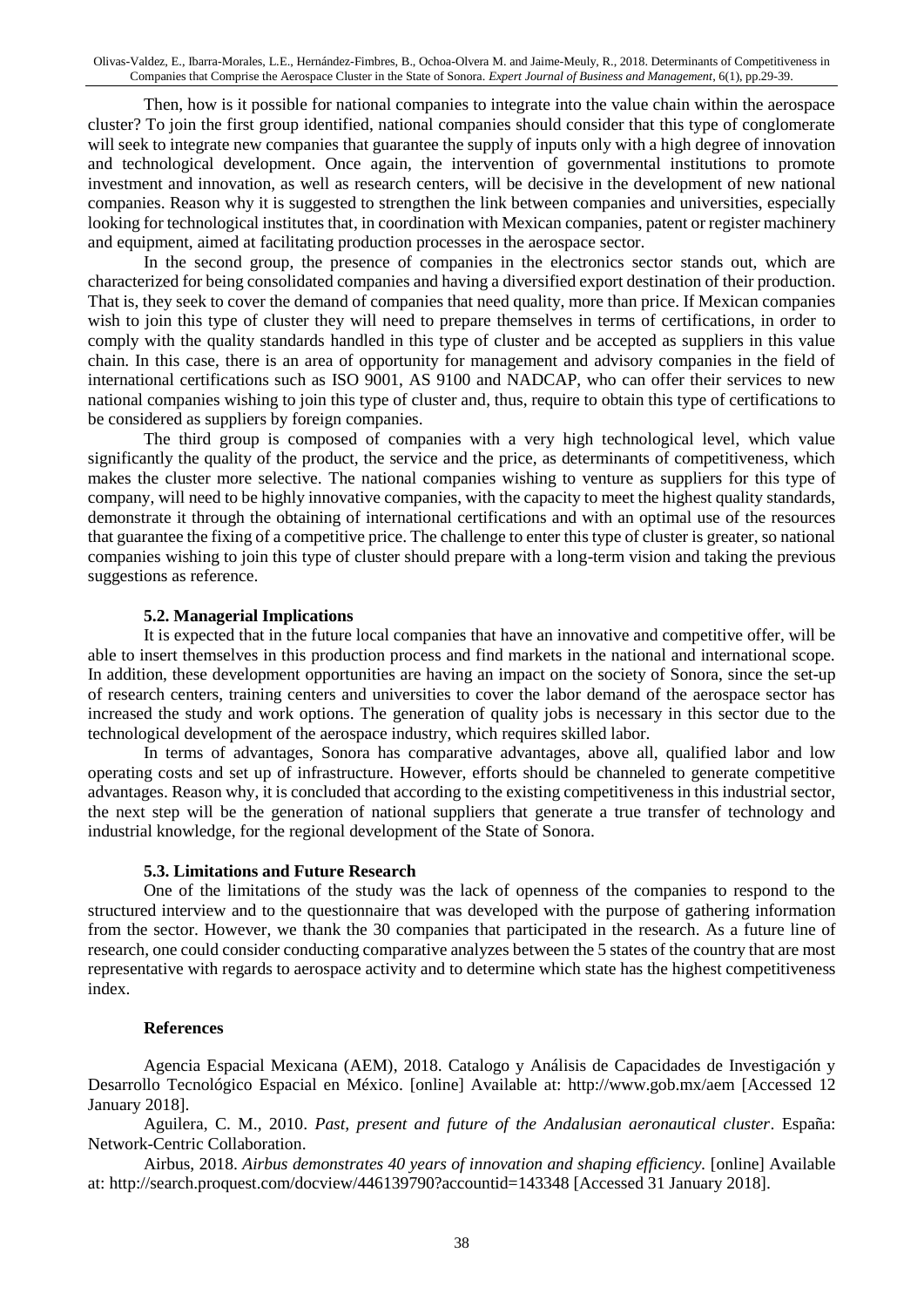Then, how is it possible for national companies to integrate into the value chain within the aerospace cluster? To join the first group identified, national companies should consider that this type of conglomerate will seek to integrate new companies that guarantee the supply of inputs only with a high degree of innovation and technological development. Once again, the intervention of governmental institutions to promote investment and innovation, as well as research centers, will be decisive in the development of new national companies. Reason why it is suggested to strengthen the link between companies and universities, especially looking for technological institutes that, in coordination with Mexican companies, patent or register machinery and equipment, aimed at facilitating production processes in the aerospace sector.

In the second group, the presence of companies in the electronics sector stands out, which are characterized for being consolidated companies and having a diversified export destination of their production. That is, they seek to cover the demand of companies that need quality, more than price. If Mexican companies wish to join this type of cluster they will need to prepare themselves in terms of certifications, in order to comply with the quality standards handled in this type of cluster and be accepted as suppliers in this value chain. In this case, there is an area of opportunity for management and advisory companies in the field of international certifications such as ISO 9001, AS 9100 and NADCAP, who can offer their services to new national companies wishing to join this type of cluster and, thus, require to obtain this type of certifications to be considered as suppliers by foreign companies.

The third group is composed of companies with a very high technological level, which value significantly the quality of the product, the service and the price, as determinants of competitiveness, which makes the cluster more selective. The national companies wishing to venture as suppliers for this type of company, will need to be highly innovative companies, with the capacity to meet the highest quality standards, demonstrate it through the obtaining of international certifications and with an optimal use of the resources that guarantee the fixing of a competitive price. The challenge to enter this type of cluster is greater, so national companies wishing to join this type of cluster should prepare with a long-term vision and taking the previous suggestions as reference.

### 5.2. Managerial Implications

It is expected that in the future local companies that have an innovative and competitive offer, will be able to insert themselves in this production process and find markets in the national and international scope. In addition, these development opportunities are having an impact on the society of Sonora, since the set-up of research centers, training centers and universities to cover the labor demand of the aerospace sector has increased the study and work options. The generation of quality jobs is necessary in this sector due to the technological development of the aerospace industry, which requires skilled labor.

In terms of advantages, Sonora has comparative advantages, above all, qualified labor and low operating costs and set up of infrastructure. However, efforts should be channeled to generate competitive advantages. Reason why, it is concluded that according to the existing competitiveness in this industrial sector, the next step will be the generation of national suppliers that generate a true transfer of technology and industrial knowledge, for the regional development of the State of Sonora.

### 5.3. Limitations and Future Research

One of the limitations of the study was the lack of openness of the companies to respond to the structured interview and to the questionnaire that was developed with the purpose of gathering information from the sector. However, we thank the 30 companies that participated in the research. As a future line of research, one could consider conducting comparative analyzes between the 5 states of the country that are most representative with regards to aerospace activity and to determine which state has the highest competitiveness index.

### References

Agencia Espacial Mexicana (AEM), 2018. Catalogo y Análisis de Capacidades de Investigación y Desarrollo Tecnológico Espacial en México. [online] Available at: http://www.gob.mx/aem [Accessed 12 January 2018].

Aguilera, C. M., 2010. *Past, present and future of the Andalusian aeronautical cluster*. España: Network-Centric Collaboration.

Airbus, 2018. *Airbus demonstrates 40 years of innovation and shaping efficiency.* [online] Available at: http://search.proquest.com/docview/446139790?accountid=143348 [Accessed 31 January 2018].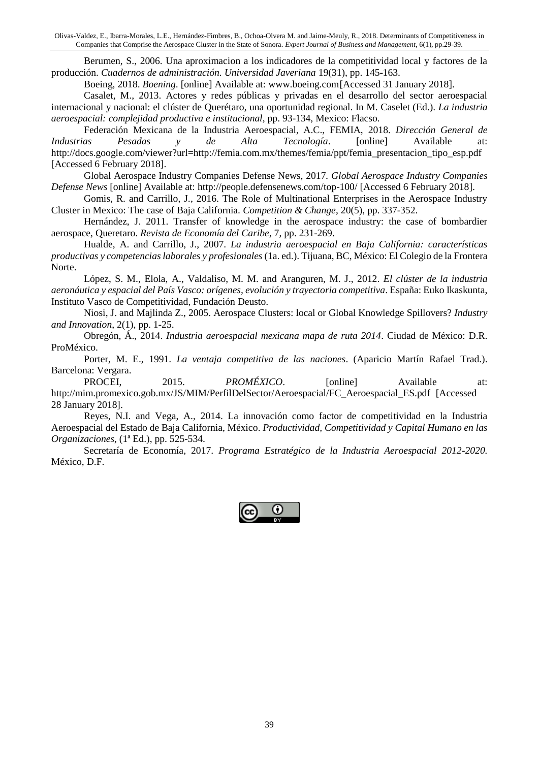Berumen, S., 2006. Una aproximacion a los indicadores de la competitividad local y factores de la producción. *Cuadernos de administración. Universidad Javeriana* 19(31), pp. 145-163.

Boeing, 2018. *Boening*. [online] Available at: www.boeing.com[Accessed 31 January 2018].

Casalet, M., 2013. Actores y redes públicas y privadas en el desarrollo del sector aeroespacial internacional y nacional: el clúster de Querétaro, una oportunidad regional. In M. Caselet (Ed.). *La industria aeroespacial: complejidad productiva e institucional*, pp. 93-134, Mexico: Flacso.

Federación Mexicana de la Industria Aeroespacial, A.C., FEMIA, 2018. *Dirección General de Industrias Pesadas y de Alta Tecnología*. [online] Available at: http://docs.google.com/viewer?url=http://femia.com.mx/themes/femia/ppt/femia_presentacion_tipo_esp.pdf [Accessed 6 February 2018].

Global Aerospace Industry Companies Defense News, 2017. *Global Aerospace Industry Companies Defense News* [online] Available at: http://people.defensenews.com/top-100/ [Accessed 6 February 2018].

Gomis, R. and Carrillo, J., 2016. The Role of Multinational Enterprises in the Aerospace Industry Cluster in Mexico: The case of Baja California. *Competition & Change*, 20(5), pp. 337-352.

Hernández, J. 2011. Transfer of knowledge in the aerospace industry: the case of bombardier aerospace, Queretaro. *Revista de Economía del Caribe*, 7, pp. 231-269.

Hualde, A. and Carrillo, J., 2007. *La industria aeroespacial en Baja California: características productivas y competencias laborales y profesionales* (1a. ed.). Tijuana, BC, México: El Colegio de la Frontera Norte.

López, S. M., Elola, A., Valdaliso, M. M. and Aranguren, M. J., 2012. *El clúster de la industria aeronáutica y espacial del País Vasco: orígenes, evolución y trayectoria competitiva*. España: Euko Ikaskunta, Instituto Vasco de Competitividad, Fundación Deusto.

Niosi, J. and Majlinda Z., 2005. Aerospace Clusters: local or Global Knowledge Spillovers? *Industry and Innovation*, 2(1), pp. 1-25.

Obregón, Á., 2014. *Industria aeroespacial mexicana mapa de ruta 2014*. Ciudad de México: D.R. ProMéxico.

Porter, M. E., 1991. *La ventaja competitiva de las naciones*. (Aparicio Martín Rafael Trad.). Barcelona: Vergara.

PROCEI, 2015. *PROMÉXICO*. [online] Available at: http://mim.promexico.gob.mx/JS/MIM/PerfilDelSector/Aeroespacial/FC_Aeroespacial_ES.pdf [Accessed 28 January 2018].

Reyes, N.I. and Vega, A., 2014. La innovación como factor de competitividad en la Industria Aeroespacial del Estado de Baja California, México. *Productividad, Competitividad y Capital Humano en las Organizaciones*, (1ª Ed.), pp. 525-534.

Secretaría de Economía, 2017. *Programa Estratégico de la Industria Aeroespacial 2012-2020.* México, D.F.